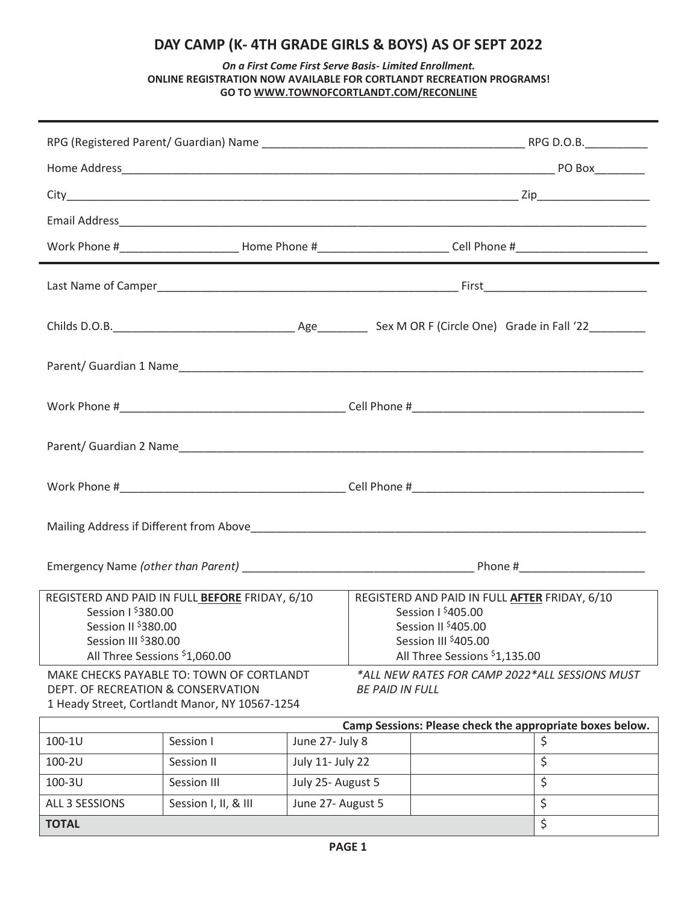# DAY CAMP (K- 4TH GRADE GIRLS & BOYS) AS OF SEPT 2022

***On a First Come First Serve Basis- Limited Enrollment.***
**ONLINE REGISTRATION NOW AVAILABLE FOR CORTLANDT RECREATION PROGRAMS!**
**GO TO WWW.TOWNOFCORTLANDT.COM/RECONLINE**

---

RPG (Registered Parent/ Guardian) Name ________________________________________ RPG D.O.B.__________

Home Address_____________________________________________________________________ PO Box________

City__________________________________________________________________ Zip_________________

Email Address_____________________________________________________________________________

Work Phone #__________________ Home Phone #____________________ Cell Phone #_____________________

---

Last Name of Camper_______________________________________________ First_________________________

Childs D.O.B.____________________________ Age________ Sex M OR F (Circle One) Grade in Fall '22_________

Parent/ Guardian 1 Name_________________________________________________________________________

Work Phone #___________________________________ Cell Phone #___________________________________

Parent/ Guardian 2 Name_________________________________________________________________________

Work Phone #___________________________________ Cell Phone #___________________________________

Mailing Address if Different from Above_______________________________________________________________

Emergency Name *(other than Parent)* ___________________________________ Phone #____________________

| REGISTERD AND PAID IN FULL **BEFORE** FRIDAY, 6/10 | REGISTERD AND PAID IN FULL **AFTER** FRIDAY, 6/10 |
|---|---|
| Session I $380.00 | Session I $405.00 |
| Session II $380.00 | Session II $405.00 |
| Session III $380.00 | Session III $405.00 |
| All Three Sessions $1,060.00 | All Three Sessions $1,135.00 |

MAKE CHECKS PAYABLE TO: TOWN OF CORTLANDT
DEPT. OF RECREATION & CONSERVATION
1 Heady Street, Cortlandt Manor, NY 10567-1254

*\*ALL NEW RATES FOR CAMP 2022\*ALL SESSIONS MUST BE PAID IN FULL*

| Camp Sessions: Please check the appropriate boxes below. | | | | |
|---|---|---|---|---|
| 100-1U | Session I | June 27- July 8 | | $ |
| 100-2U | Session II | July 11- July 22 | | $ |
| 100-3U | Session III | July 25- August 5 | | $ |
| ALL 3 SESSIONS | Session I, II, & III | June 27- August 5 | | $ |
| **TOTAL** | | | | $ |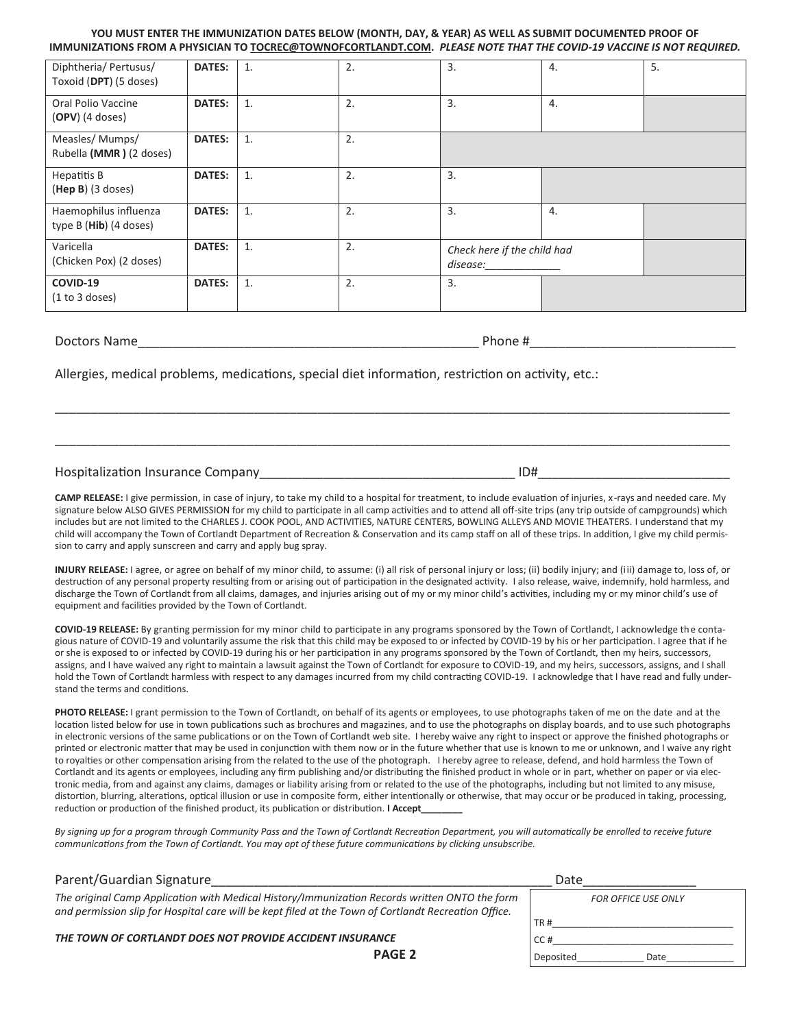**YOU MUST ENTER THE IMMUNIZATION DATES BELOW (MONTH, DAY, & YEAR) AS WELL AS SUBMIT DOCUMENTED PROOF OF IMMUNIZATIONS FROM A PHYSICIAN TO TOCREC@TOWNOFCORTLANDT.COM.** ***PLEASE NOTE THAT THE COVID-19 VACCINE IS NOT REQUIRED.***

| | | | | | | |
|---|---|---|---|---|---|---|
| Diphtheria/ Pertusus/ Toxoid (**DPT**) (5 doses) | **DATES:** | 1. | 2. | 3. | 4. | 5. |
| Oral Polio Vaccine (**OPV**) (4 doses) | **DATES:** | 1. | 2. | 3. | 4. | |
| Measles/ Mumps/ Rubella **(MMR )** (2 doses) | **DATES:** | 1. | 2. | | | |
| Hepatitis B (**Hep B**) (3 doses) | **DATES:** | 1. | 2. | 3. | | |
| Haemophilus influenza type B (**Hib**) (4 doses) | **DATES:** | 1. | 2. | 3. | 4. | |
| Varicella (Chicken Pox) (2 doses) | **DATES:** | 1. | 2. | *Check here if the child had disease:*_____________ | | |
| **COVID-19** (1 to 3 doses) | **DATES:** | 1. | 2. | 3. | | |

Doctors Name_______________________________________________ Phone #____________________________

Allergies, medical problems, medications, special diet information, restriction on activity, etc.:

_____________________________________________________________________________________________

_____________________________________________________________________________________________

Hospitalization Insurance Company___________________________________ ID#__________________________

**CAMP RELEASE:** I give permission, in case of injury, to take my child to a hospital for treatment, to include evaluation of injuries, x-rays and needed care. My signature below ALSO GIVES PERMISSION for my child to participate in all camp activities and to attend all off-site trips (any trip outside of campgrounds) which includes but are not limited to the CHARLES J. COOK POOL, AND ACTIVITIES, NATURE CENTERS, BOWLING ALLEYS AND MOVIE THEATERS. I understand that my child will accompany the Town of Cortlandt Department of Recreation & Conservation and its camp staff on all of these trips. In addition, I give my child permission to carry and apply sunscreen and carry and apply bug spray.

**INJURY RELEASE:** I agree, or agree on behalf of my minor child, to assume: (i) all risk of personal injury or loss; (ii) bodily injury; and (iii) damage to, loss of, or destruction of any personal property resulting from or arising out of participation in the designated activity. I also release, waive, indemnify, hold harmless, and discharge the Town of Cortlandt from all claims, damages, and injuries arising out of my or my minor child's activities, including my or my minor child's use of equipment and facilities provided by the Town of Cortlandt.

**COVID-19 RELEASE:** By granting permission for my minor child to participate in any programs sponsored by the Town of Cortlandt, I acknowledge the contagious nature of COVID-19 and voluntarily assume the risk that this child may be exposed to or infected by COVID-19 by his or her participation. I agree that if he or she is exposed to or infected by COVID-19 during his or her participation in any programs sponsored by the Town of Cortlandt, then my heirs, successors, assigns, and I have waived any right to maintain a lawsuit against the Town of Cortlandt for exposure to COVID-19, and my heirs, successors, assigns, and I shall hold the Town of Cortlandt harmless with respect to any damages incurred from my child contracting COVID-19. I acknowledge that I have read and fully understand the terms and conditions.

**PHOTO RELEASE:** I grant permission to the Town of Cortlandt, on behalf of its agents or employees, to use photographs taken of me on the date and at the location listed below for use in town publications such as brochures and magazines, and to use the photographs on display boards, and to use such photographs in electronic versions of the same publications or on the Town of Cortlandt web site. I hereby waive any right to inspect or approve the finished photographs or printed or electronic matter that may be used in conjunction with them now or in the future whether that use is known to me or unknown, and I waive any right to royalties or other compensation arising from the related to the use of the photograph. I hereby agree to release, defend, and hold harmless the Town of Cortlandt and its agents or employees, including any firm publishing and/or distributing the finished product in whole or in part, whether on paper or via electronic media, from and against any claims, damages or liability arising from or related to the use of the photographs, including but not limited to any misuse, distortion, blurring, alterations, optical illusion or use in composite form, either intentionally or otherwise, that may occur or be produced in taking, processing, reduction or production of the finished product, its publication or distribution. **I Accept________**

*By signing up for a program through Community Pass and the Town of Cortlandt Recreation Department, you will automatically be enrolled to receive future communications from the Town of Cortlandt. You may opt of these future communications by clicking unsubscribe.*

Parent/Guardian Signature__________________________________________________ Date________________

*The original Camp Application with Medical History/Immunization Records written ONTO the form and permission slip for Hospital care will be kept filed at the Town of Cortlandt Recreation Office.*

***THE TOWN OF CORTLANDT DOES NOT PROVIDE ACCIDENT INSURANCE***

*FOR OFFICE USE ONLY*

TR #________________________________

CC #________________________________

Deposited_____________ Date_____________